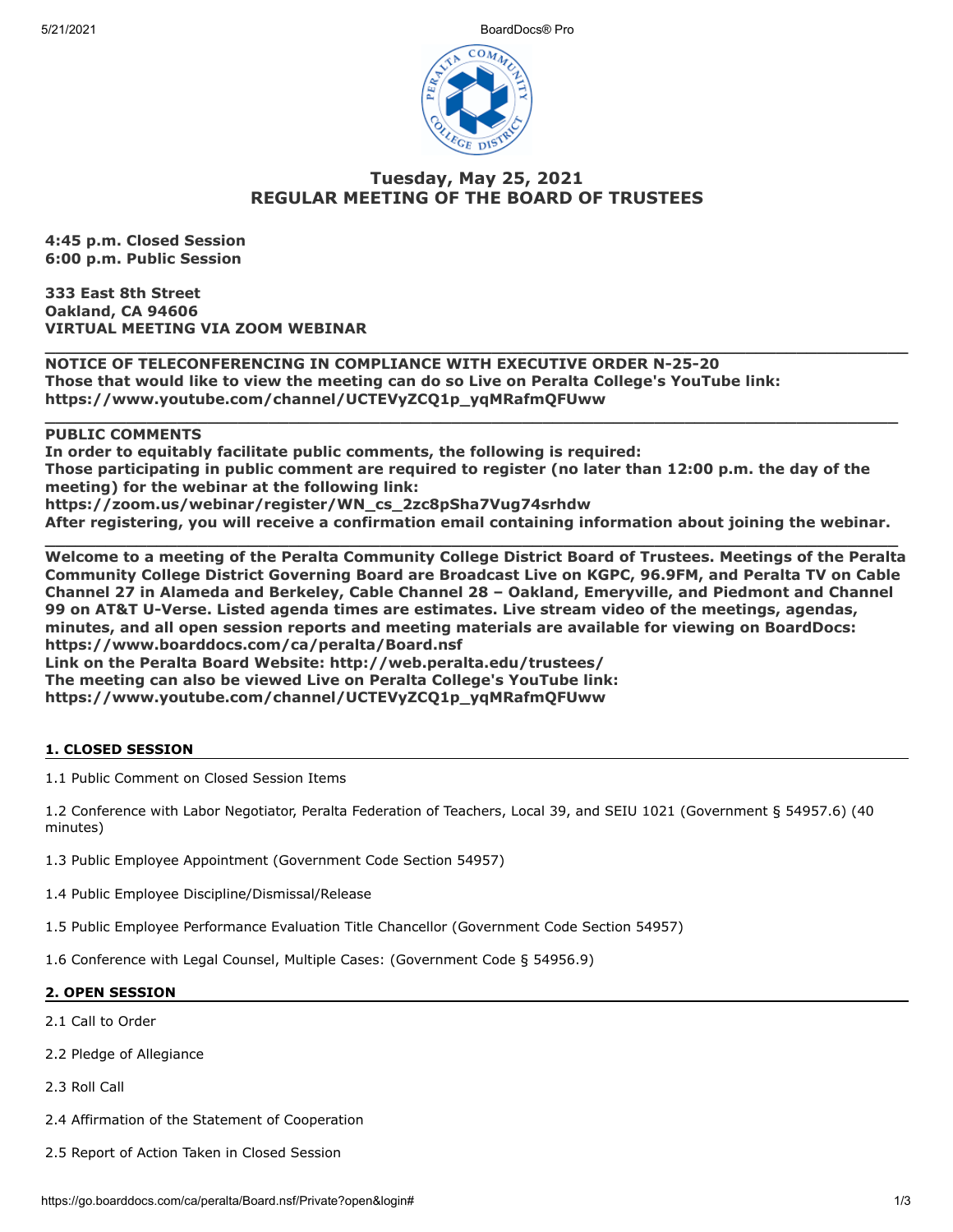# Tuesday, May 25, 2021
# REGULAR MEETING OF THE BOARD OF TRUSTEES

**4:45 p.m. Closed Session**
**6:00 p.m. Public Session**

**333 East 8th Street**
**Oakland, CA 94606**
**VIRTUAL MEETING VIA ZOOM WEBINAR**

---

**NOTICE OF TELECONFERENCING IN COMPLIANCE WITH EXECUTIVE ORDER N-25-20**
**Those that would like to view the meeting can do so Live on Peralta College's YouTube link:**
**https://www.youtube.com/channel/UCTEVyZCQ1p_yqMRafmQFUww**

---

**PUBLIC COMMENTS**
**In order to equitably facilitate public comments, the following is required:**
**Those participating in public comment are required to register (no later than 12:00 p.m. the day of the meeting) for the webinar at the following link:**
**https://zoom.us/webinar/register/WN_cs_2zc8pSha7Vug74srhdw**
**After registering, you will receive a confirmation email containing information about joining the webinar.**

---

**Welcome to a meeting of the Peralta Community College District Board of Trustees. Meetings of the Peralta Community College District Governing Board are Broadcast Live on KGPC, 96.9FM, and Peralta TV on Cable Channel 27 in Alameda and Berkeley, Cable Channel 28 – Oakland, Emeryville, and Piedmont and Channel 99 on AT&T U-Verse. Listed agenda times are estimates. Live stream video of the meetings, agendas, minutes, and all open session reports and meeting materials are available for viewing on BoardDocs: https://www.boarddocs.com/ca/peralta/Board.nsf**
**Link on the Peralta Board Website: http://web.peralta.edu/trustees/**
**The meeting can also be viewed Live on Peralta College's YouTube link:**
**https://www.youtube.com/channel/UCTEVyZCQ1p_yqMRafmQFUww**

## 1. CLOSED SESSION

1.1 Public Comment on Closed Session Items

1.2 Conference with Labor Negotiator, Peralta Federation of Teachers, Local 39, and SEIU 1021 (Government § 54957.6) (40 minutes)

1.3 Public Employee Appointment (Government Code Section 54957)

1.4 Public Employee Discipline/Dismissal/Release

1.5 Public Employee Performance Evaluation Title Chancellor (Government Code Section 54957)

1.6 Conference with Legal Counsel, Multiple Cases: (Government Code § 54956.9)

## 2. OPEN SESSION

2.1 Call to Order

2.2 Pledge of Allegiance

2.3 Roll Call

2.4 Affirmation of the Statement of Cooperation

2.5 Report of Action Taken in Closed Session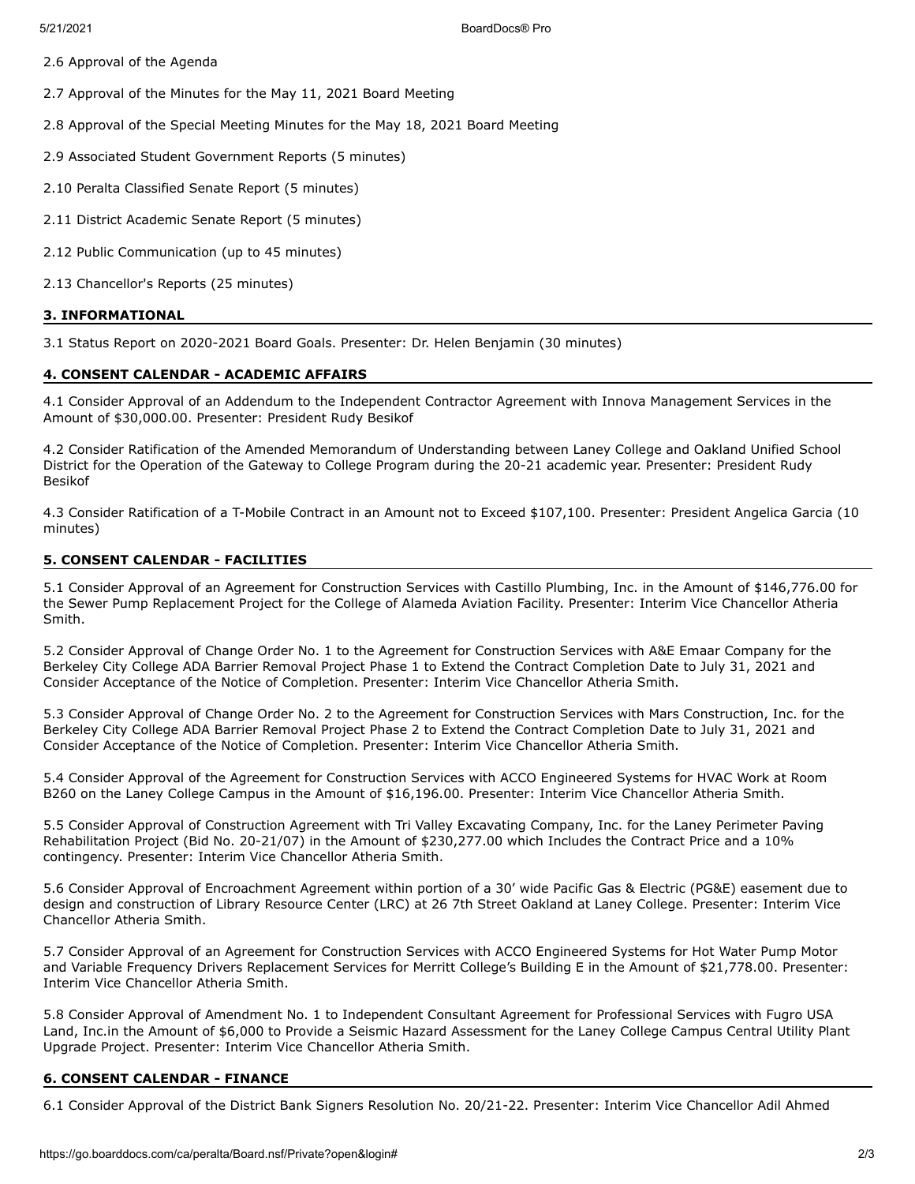2.6 Approval of the Agenda

2.7 Approval of the Minutes for the May 11, 2021 Board Meeting

2.8 Approval of the Special Meeting Minutes for the May 18, 2021 Board Meeting

2.9 Associated Student Government Reports (5 minutes)

2.10 Peralta Classified Senate Report (5 minutes)

2.11 District Academic Senate Report (5 minutes)

2.12 Public Communication (up to 45 minutes)

2.13 Chancellor's Reports (25 minutes)

## 3. INFORMATIONAL

3.1 Status Report on 2020-2021 Board Goals. Presenter: Dr. Helen Benjamin (30 minutes)

## 4. CONSENT CALENDAR - ACADEMIC AFFAIRS

4.1 Consider Approval of an Addendum to the Independent Contractor Agreement with Innova Management Services in the Amount of $30,000.00. Presenter: President Rudy Besikof

4.2 Consider Ratification of the Amended Memorandum of Understanding between Laney College and Oakland Unified School District for the Operation of the Gateway to College Program during the 20-21 academic year. Presenter: President Rudy Besikof

4.3 Consider Ratification of a T-Mobile Contract in an Amount not to Exceed $107,100. Presenter: President Angelica Garcia (10 minutes)

## 5. CONSENT CALENDAR - FACILITIES

5.1 Consider Approval of an Agreement for Construction Services with Castillo Plumbing, Inc. in the Amount of $146,776.00 for the Sewer Pump Replacement Project for the College of Alameda Aviation Facility. Presenter: Interim Vice Chancellor Atheria Smith.

5.2 Consider Approval of Change Order No. 1 to the Agreement for Construction Services with A&E Emaar Company for the Berkeley City College ADA Barrier Removal Project Phase 1 to Extend the Contract Completion Date to July 31, 2021 and Consider Acceptance of the Notice of Completion. Presenter: Interim Vice Chancellor Atheria Smith.

5.3 Consider Approval of Change Order No. 2 to the Agreement for Construction Services with Mars Construction, Inc. for the Berkeley City College ADA Barrier Removal Project Phase 2 to Extend the Contract Completion Date to July 31, 2021 and Consider Acceptance of the Notice of Completion. Presenter: Interim Vice Chancellor Atheria Smith.

5.4 Consider Approval of the Agreement for Construction Services with ACCO Engineered Systems for HVAC Work at Room B260 on the Laney College Campus in the Amount of $16,196.00. Presenter: Interim Vice Chancellor Atheria Smith.

5.5 Consider Approval of Construction Agreement with Tri Valley Excavating Company, Inc. for the Laney Perimeter Paving Rehabilitation Project (Bid No. 20-21/07) in the Amount of $230,277.00 which Includes the Contract Price and a 10% contingency. Presenter: Interim Vice Chancellor Atheria Smith.

5.6 Consider Approval of Encroachment Agreement within portion of a 30' wide Pacific Gas & Electric (PG&E) easement due to design and construction of Library Resource Center (LRC) at 26 7th Street Oakland at Laney College. Presenter: Interim Vice Chancellor Atheria Smith.

5.7 Consider Approval of an Agreement for Construction Services with ACCO Engineered Systems for Hot Water Pump Motor and Variable Frequency Drivers Replacement Services for Merritt College's Building E in the Amount of $21,778.00. Presenter: Interim Vice Chancellor Atheria Smith.

5.8 Consider Approval of Amendment No. 1 to Independent Consultant Agreement for Professional Services with Fugro USA Land, Inc.in the Amount of $6,000 to Provide a Seismic Hazard Assessment for the Laney College Campus Central Utility Plant Upgrade Project. Presenter: Interim Vice Chancellor Atheria Smith.

## 6. CONSENT CALENDAR - FINANCE

6.1 Consider Approval of the District Bank Signers Resolution No. 20/21-22. Presenter: Interim Vice Chancellor Adil Ahmed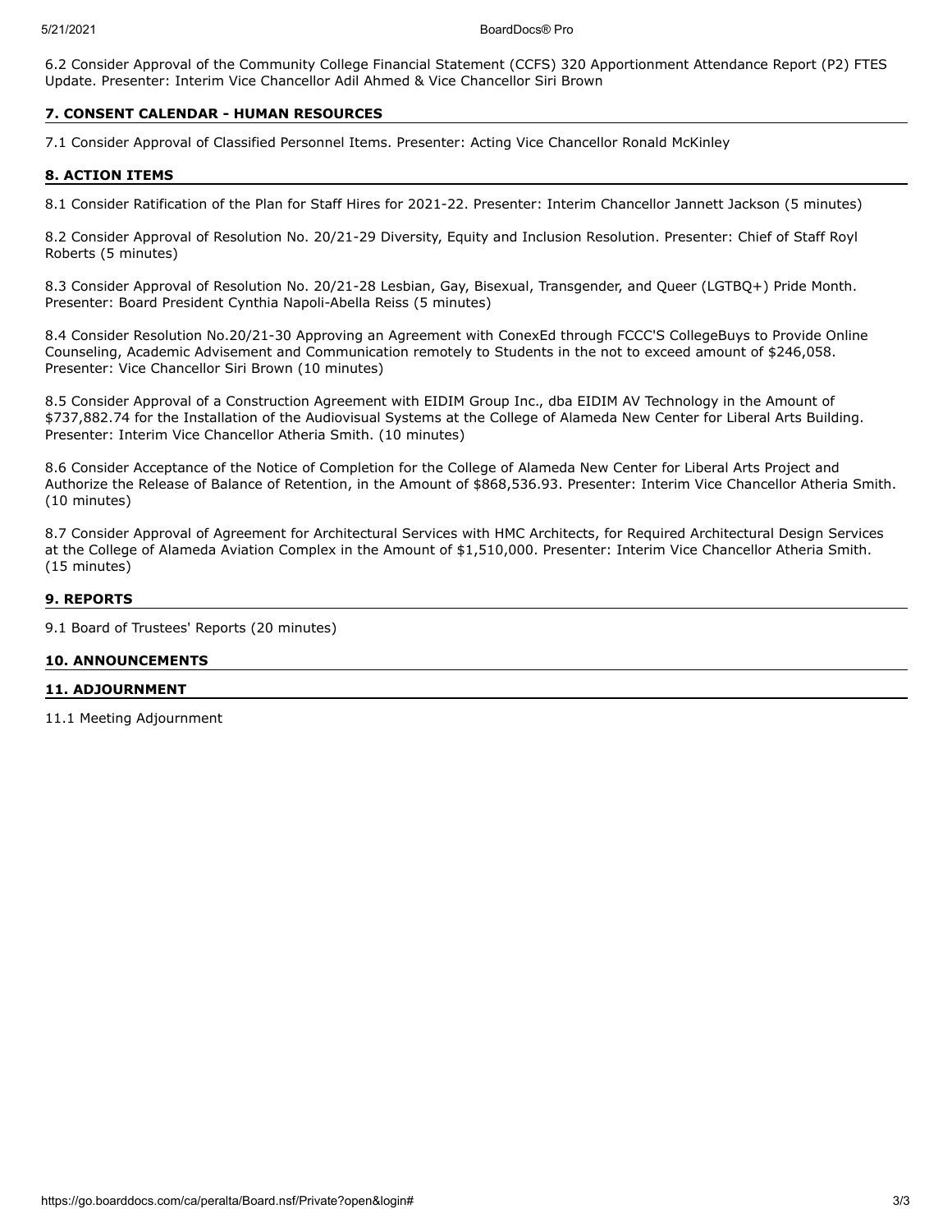6.2 Consider Approval of the Community College Financial Statement (CCFS) 320 Apportionment Attendance Report (P2) FTES Update. Presenter: Interim Vice Chancellor Adil Ahmed & Vice Chancellor Siri Brown

## 7. CONSENT CALENDAR - HUMAN RESOURCES

7.1 Consider Approval of Classified Personnel Items. Presenter: Acting Vice Chancellor Ronald McKinley

## 8. ACTION ITEMS

8.1 Consider Ratification of the Plan for Staff Hires for 2021-22. Presenter: Interim Chancellor Jannett Jackson (5 minutes)

8.2 Consider Approval of Resolution No. 20/21-29 Diversity, Equity and Inclusion Resolution. Presenter: Chief of Staff Royl Roberts (5 minutes)

8.3 Consider Approval of Resolution No. 20/21-28 Lesbian, Gay, Bisexual, Transgender, and Queer (LGTBQ+) Pride Month. Presenter: Board President Cynthia Napoli-Abella Reiss (5 minutes)

8.4 Consider Resolution No.20/21-30 Approving an Agreement with ConexEd through FCCC'S CollegeBuys to Provide Online Counseling, Academic Advisement and Communication remotely to Students in the not to exceed amount of $246,058. Presenter: Vice Chancellor Siri Brown (10 minutes)

8.5 Consider Approval of a Construction Agreement with EIDIM Group Inc., dba EIDIM AV Technology in the Amount of $737,882.74 for the Installation of the Audiovisual Systems at the College of Alameda New Center for Liberal Arts Building. Presenter: Interim Vice Chancellor Atheria Smith. (10 minutes)

8.6 Consider Acceptance of the Notice of Completion for the College of Alameda New Center for Liberal Arts Project and Authorize the Release of Balance of Retention, in the Amount of $868,536.93. Presenter: Interim Vice Chancellor Atheria Smith. (10 minutes)

8.7 Consider Approval of Agreement for Architectural Services with HMC Architects, for Required Architectural Design Services at the College of Alameda Aviation Complex in the Amount of $1,510,000. Presenter: Interim Vice Chancellor Atheria Smith. (15 minutes)

## 9. REPORTS

9.1 Board of Trustees' Reports (20 minutes)

## 10. ANNOUNCEMENTS

## 11. ADJOURNMENT

11.1 Meeting Adjournment